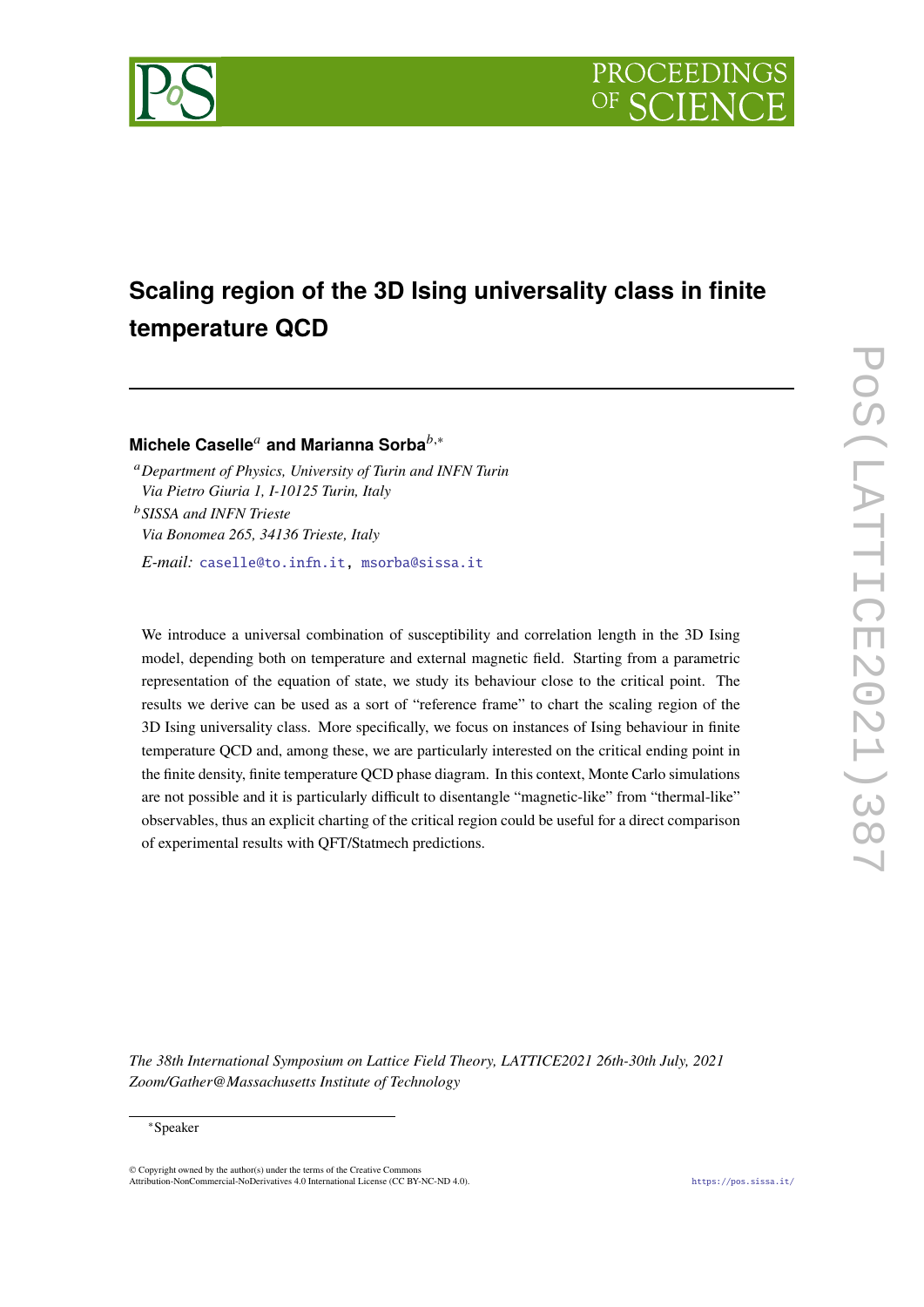# Scaling region of the 3D Ising universality class in finite temperature QCD

**Michele Caselle**[a] **and Marianna Sorba**[b,*]

[a] *Department of Physics, University of Turin and INFN Turin*
*Via Pietro Giuria 1, I-10125 Turin, Italy*

[b] *SISSA and INFN Trieste*
*Via Bonomea 265, 34136 Trieste, Italy*

*E-mail:* caselle@to.infn.it, msorba@sissa.it

We introduce a universal combination of susceptibility and correlation length in the 3D Ising model, depending both on temperature and external magnetic field. Starting from a parametric representation of the equation of state, we study its behaviour close to the critical point. The results we derive can be used as a sort of "reference frame" to chart the scaling region of the 3D Ising universality class. More specifically, we focus on instances of Ising behaviour in finite temperature QCD and, among these, we are particularly interested on the critical ending point in the finite density, finite temperature QCD phase diagram. In this context, Monte Carlo simulations are not possible and it is particularly difficult to disentangle "magnetic-like" from "thermal-like" observables, thus an explicit charting of the critical region could be useful for a direct comparison of experimental results with QFT/Statmech predictions.

*The 38th International Symposium on Lattice Field Theory, LATTICE2021 26th-30th July, 2021*
*Zoom/Gather@Massachusetts Institute of Technology*

*Speaker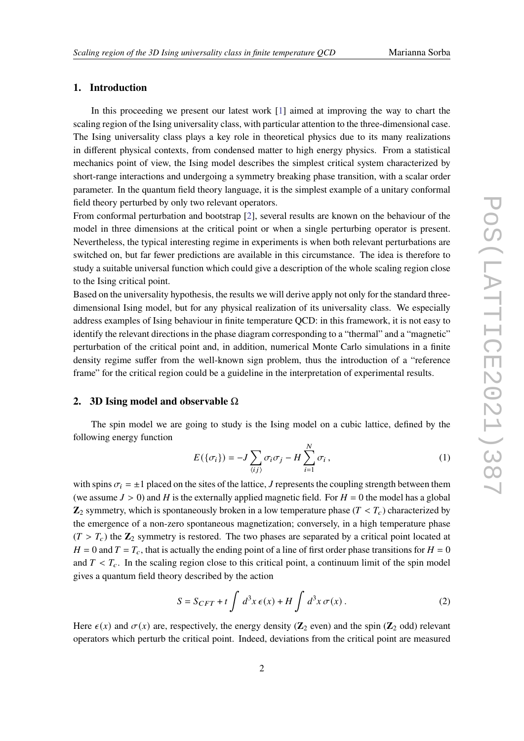## 1. Introduction

In this proceeding we present our latest work [1] aimed at improving the way to chart the scaling region of the Ising universality class, with particular attention to the three-dimensional case. The Ising universality class plays a key role in theoretical physics due to its many realizations in different physical contexts, from condensed matter to high energy physics. From a statistical mechanics point of view, the Ising model describes the simplest critical system characterized by short-range interactions and undergoing a symmetry breaking phase transition, with a scalar order parameter. In the quantum field theory language, it is the simplest example of a unitary conformal field theory perturbed by only two relevant operators.

From conformal perturbation and bootstrap [2], several results are known on the behaviour of the model in three dimensions at the critical point or when a single perturbing operator is present. Nevertheless, the typical interesting regime in experiments is when both relevant perturbations are switched on, but far fewer predictions are available in this circumstance. The idea is therefore to study a suitable universal function which could give a description of the whole scaling region close to the Ising critical point.

Based on the universality hypothesis, the results we will derive apply not only for the standard three-dimensional Ising model, but for any physical realization of its universality class. We especially address examples of Ising behaviour in finite temperature QCD: in this framework, it is not easy to identify the relevant directions in the phase diagram corresponding to a "thermal" and a "magnetic" perturbation of the critical point and, in addition, numerical Monte Carlo simulations in a finite density regime suffer from the well-known sign problem, thus the introduction of a "reference frame" for the critical region could be a guideline in the interpretation of experimental results.

## 2. 3D Ising model and observable $\Omega$

The spin model we are going to study is the Ising model on a cubic lattice, defined by the following energy function

$$E(\{\sigma_i\}) = -J \sum_{\langle ij \rangle} \sigma_i \sigma_j - H \sum_{i=1}^{N} \sigma_i \,, \tag{1}$$

with spins $\sigma_i = \pm 1$ placed on the sites of the lattice, $J$ represents the coupling strength between them (we assume $J > 0$) and $H$ is the externally applied magnetic field. For $H = 0$ the model has a global $\mathbf{Z}_2$ symmetry, which is spontaneously broken in a low temperature phase ($T < T_c$) characterized by the emergence of a non-zero spontaneous magnetization; conversely, in a high temperature phase ($T > T_c$) the $\mathbf{Z}_2$ symmetry is restored. The two phases are separated by a critical point located at $H = 0$ and $T = T_c$, that is actually the ending point of a line of first order phase transitions for $H = 0$ and $T < T_c$. In the scaling region close to this critical point, a continuum limit of the spin model gives a quantum field theory described by the action

$$S = S_{CFT} + t \int d^3x \, \epsilon(x) + H \int d^3x \, \sigma(x) \,. \tag{2}$$

Here $\epsilon(x)$ and $\sigma(x)$ are, respectively, the energy density ($\mathbf{Z}_2$ even) and the spin ($\mathbf{Z}_2$ odd) relevant operators which perturb the critical point. Indeed, deviations from the critical point are measured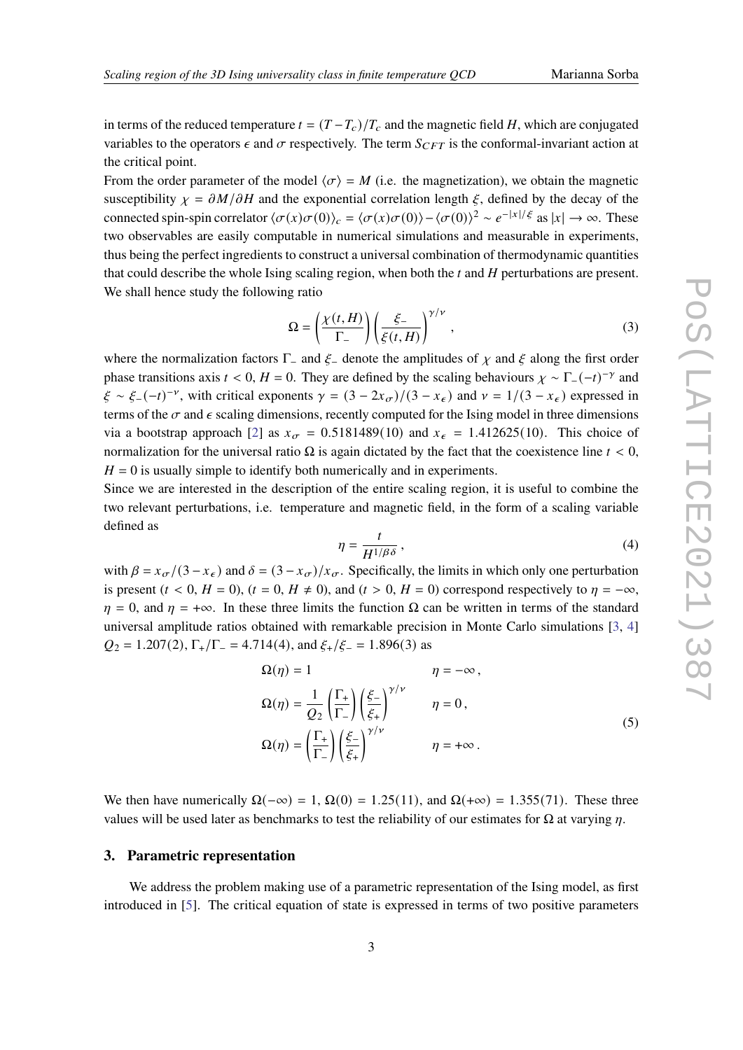in terms of the reduced temperature $t = (T - T_c)/T_c$ and the magnetic field $H$, which are conjugated variables to the operators $\epsilon$ and $\sigma$ respectively. The term $S_{CFT}$ is the conformal-invariant action at the critical point.

From the order parameter of the model $\langle\sigma\rangle = M$ (i.e. the magnetization), we obtain the magnetic susceptibility $\chi = \partial M/\partial H$ and the exponential correlation length $\xi$, defined by the decay of the connected spin-spin correlator $\langle\sigma(x)\sigma(0)\rangle_c = \langle\sigma(x)\sigma(0)\rangle - \langle\sigma(0)\rangle^2 \sim e^{-|x|/\xi}$ as $|x| \to \infty$. These two observables are easily computable in numerical simulations and measurable in experiments, thus being the perfect ingredients to construct a universal combination of thermodynamic quantities that could describe the whole Ising scaling region, when both the $t$ and $H$ perturbations are present. We shall hence study the following ratio

$$\Omega = \left(\frac{\chi(t,H)}{\Gamma_-}\right)\left(\frac{\xi_-}{\xi(t,H)}\right)^{\gamma/\nu}, \tag{3}$$

where the normalization factors $\Gamma_-$ and $\xi_-$ denote the amplitudes of $\chi$ and $\xi$ along the first order phase transitions axis $t < 0, H = 0$. They are defined by the scaling behaviours $\chi \sim \Gamma_-(-t)^{-\gamma}$ and $\xi \sim \xi_-(-t)^{-\nu}$, with critical exponents $\gamma = (3 - 2x_\sigma)/(3 - x_\epsilon)$ and $\nu = 1/(3 - x_\epsilon)$ expressed in terms of the $\sigma$ and $\epsilon$ scaling dimensions, recently computed for the Ising model in three dimensions via a bootstrap approach [2] as $x_\sigma = 0.5181489(10)$ and $x_\epsilon = 1.412625(10)$. This choice of normalization for the universal ratio $\Omega$ is again dictated by the fact that the coexistence line $t < 0$, $H = 0$ is usually simple to identify both numerically and in experiments.

Since we are interested in the description of the entire scaling region, it is useful to combine the two relevant perturbations, i.e. temperature and magnetic field, in the form of a scaling variable defined as

$$\eta = \frac{t}{H^{1/\beta\delta}}, \tag{4}$$

with $\beta = x_\sigma/(3 - x_\epsilon)$ and $\delta = (3 - x_\sigma)/x_\sigma$. Specifically, the limits in which only one perturbation is present ($t < 0$, $H = 0$), ($t = 0$, $H \neq 0$), and ($t > 0$, $H = 0$) correspond respectively to $\eta = -\infty$, $\eta = 0$, and $\eta = +\infty$. In these three limits the function $\Omega$ can be written in terms of the standard universal amplitude ratios obtained with remarkable precision in Monte Carlo simulations [3, 4] $Q_2 = 1.207(2)$, $\Gamma_+/\Gamma_- = 4.714(4)$, and $\xi_+/\xi_- = 1.896(3)$ as

$$\begin{aligned}
\Omega(\eta) &= 1 & \eta &= -\infty\,, \\
\Omega(\eta) &= \frac{1}{Q_2}\left(\frac{\Gamma_+}{\Gamma_-}\right)\left(\frac{\xi_-}{\xi_+}\right)^{\gamma/\nu} & \eta &= 0\,, \\
\Omega(\eta) &= \left(\frac{\Gamma_+}{\Gamma_-}\right)\left(\frac{\xi_-}{\xi_+}\right)^{\gamma/\nu} & \eta &= +\infty\,.
\end{aligned} \tag{5}$$

We then have numerically $\Omega(-\infty) = 1$, $\Omega(0) = 1.25(11)$, and $\Omega(+\infty) = 1.355(71)$. These three values will be used later as benchmarks to test the reliability of our estimates for $\Omega$ at varying $\eta$.

## 3. Parametric representation

We address the problem making use of a parametric representation of the Ising model, as first introduced in [5]. The critical equation of state is expressed in terms of two positive parameters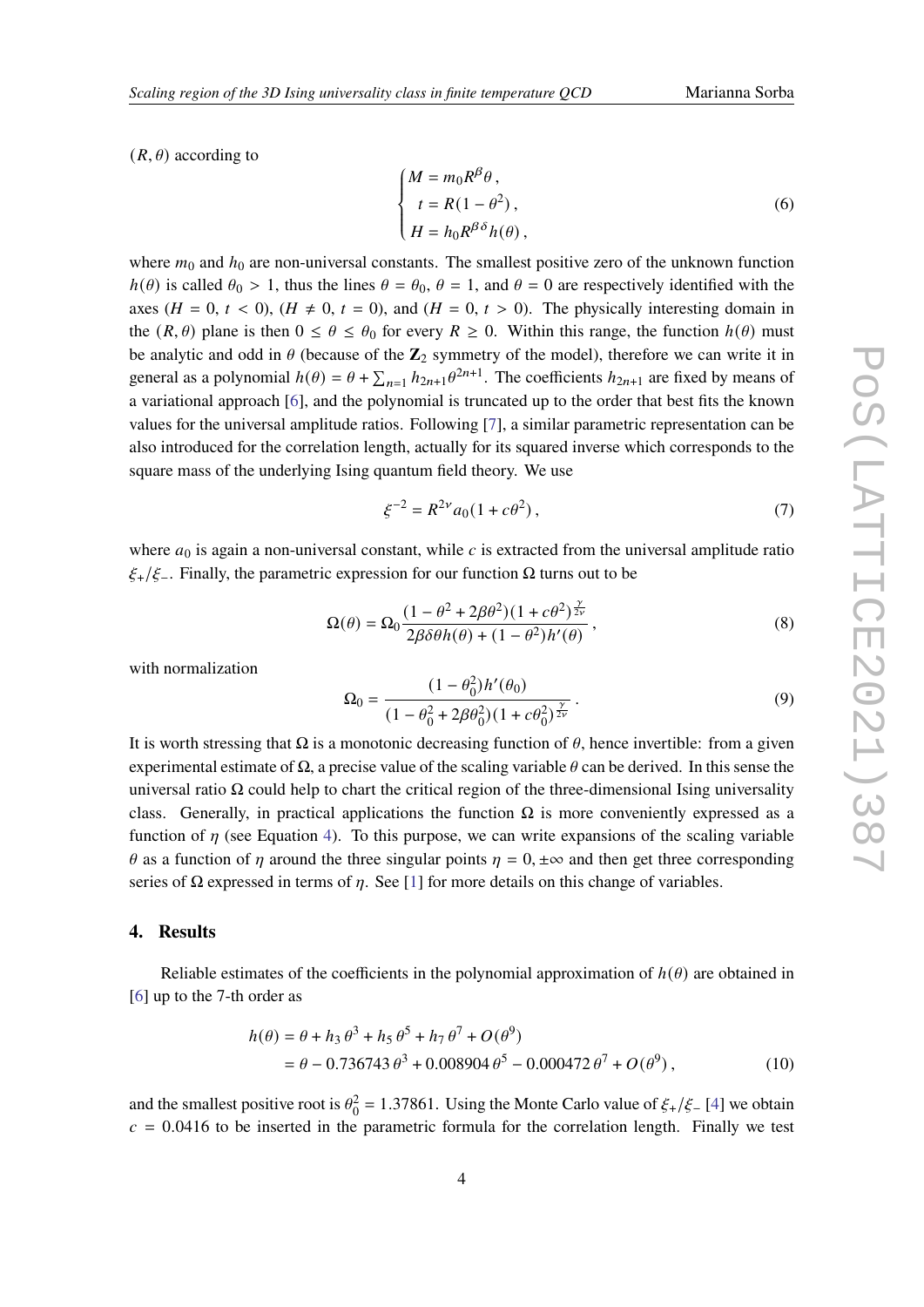$(R, \theta)$ according to

$$
\begin{cases} M = m_0 R^{\beta} \theta \,, \\ t = R(1-\theta^2) \,, \\ H = h_0 R^{\beta\delta} h(\theta) \,, \end{cases} \tag{6}
$$

where $m_0$ and $h_0$ are non-universal constants. The smallest positive zero of the unknown function $h(\theta)$ is called $\theta_0 > 1$, thus the lines $\theta = \theta_0$, $\theta = 1$, and $\theta = 0$ are respectively identified with the axes ($H = 0$, $t < 0$), ($H \neq 0$, $t = 0$), and ($H = 0$, $t > 0$). The physically interesting domain in the $(R, \theta)$ plane is then $0 \leq \theta \leq \theta_0$ for every $R \geq 0$. Within this range, the function $h(\theta)$ must be analytic and odd in $\theta$ (because of the $\mathbf{Z}_2$ symmetry of the model), therefore we can write it in general as a polynomial $h(\theta) = \theta + \sum_{n=1} h_{2n+1}\theta^{2n+1}$. The coefficients $h_{2n+1}$ are fixed by means of a variational approach [6], and the polynomial is truncated up to the order that best fits the known values for the universal amplitude ratios. Following [7], a similar parametric representation can be also introduced for the correlation length, actually for its squared inverse which corresponds to the square mass of the underlying Ising quantum field theory. We use

$$
\xi^{-2} = R^{2\nu} a_0 (1 + c\theta^2) \,, \tag{7}
$$

where $a_0$ is again a non-universal constant, while $c$ is extracted from the universal amplitude ratio $\xi_+/\xi_-$. Finally, the parametric expression for our function $\Omega$ turns out to be

$$
\Omega(\theta) = \Omega_0 \frac{(1 - \theta^2 + 2\beta\theta^2)(1 + c\theta^2)^{\frac{\gamma}{2\nu}}}{2\beta\delta\theta h(\theta) + (1-\theta^2) h'(\theta)} \,, \tag{8}
$$

with normalization

$$
\Omega_0 = \frac{(1-\theta_0^2) h'(\theta_0)}{(1 - \theta_0^2 + 2\beta\theta_0^2)(1 + c\theta_0^2)^{\frac{\gamma}{2\nu}}} \,. \tag{9}
$$

It is worth stressing that $\Omega$ is a monotonic decreasing function of $\theta$, hence invertible: from a given experimental estimate of $\Omega$, a precise value of the scaling variable $\theta$ can be derived. In this sense the universal ratio $\Omega$ could help to chart the critical region of the three-dimensional Ising universality class. Generally, in practical applications the function $\Omega$ is more conveniently expressed as a function of $\eta$ (see Equation 4). To this purpose, we can write expansions of the scaling variable $\theta$ as a function of $\eta$ around the three singular points $\eta = 0, \pm\infty$ and then get three corresponding series of $\Omega$ expressed in terms of $\eta$. See [1] for more details on this change of variables.

## 4. Results

Reliable estimates of the coefficients in the polynomial approximation of $h(\theta)$ are obtained in [6] up to the 7-th order as

$$
\begin{aligned} h(\theta) &= \theta + h_3\,\theta^3 + h_5\,\theta^5 + h_7\,\theta^7 + O(\theta^9) \\ &= \theta - 0.736743\,\theta^3 + 0.008904\,\theta^5 - 0.000472\,\theta^7 + O(\theta^9) \,, \end{aligned} \tag{10}
$$

and the smallest positive root is $\theta_0^2 = 1.37861$. Using the Monte Carlo value of $\xi_+/\xi_-$ [4] we obtain $c = 0.0416$ to be inserted in the parametric formula for the correlation length. Finally we test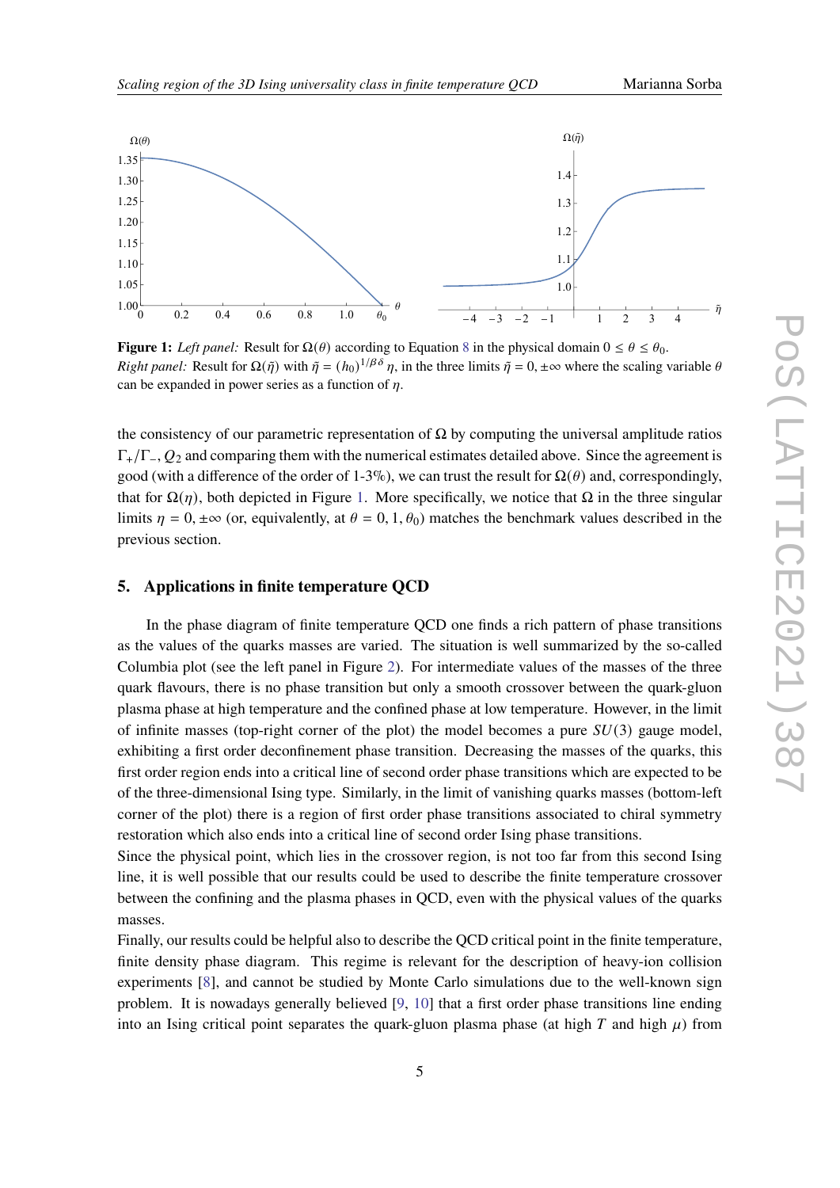**Figure 1:** *Left panel:* Result for $\Omega(\theta)$ according to Equation 8 in the physical domain $0 \le \theta \le \theta_0$. *Right panel:* Result for $\Omega(\tilde{\eta})$ with $\tilde{\eta} = (h_0)^{1/\beta\delta}\,\eta$, in the three limits $\tilde{\eta} = 0, \pm\infty$ where the scaling variable $\theta$ can be expanded in power series as a function of $\eta$.

the consistency of our parametric representation of $\Omega$ by computing the universal amplitude ratios $\Gamma_+/\Gamma_-$, $Q_2$ and comparing them with the numerical estimates detailed above. Since the agreement is good (with a difference of the order of 1-3%), we can trust the result for $\Omega(\theta)$ and, correspondingly, that for $\Omega(\eta)$, both depicted in Figure 1. More specifically, we notice that $\Omega$ in the three singular limits $\eta = 0, \pm\infty$ (or, equivalently, at $\theta = 0, 1, \theta_0$) matches the benchmark values described in the previous section.

## 5. Applications in finite temperature QCD

In the phase diagram of finite temperature QCD one finds a rich pattern of phase transitions as the values of the quarks masses are varied. The situation is well summarized by the so-called Columbia plot (see the left panel in Figure 2). For intermediate values of the masses of the three quark flavours, there is no phase transition but only a smooth crossover between the quark-gluon plasma phase at high temperature and the confined phase at low temperature. However, in the limit of infinite masses (top-right corner of the plot) the model becomes a pure $SU(3)$ gauge model, exhibiting a first order deconfinement phase transition. Decreasing the masses of the quarks, this first order region ends into a critical line of second order phase transitions which are expected to be of the three-dimensional Ising type. Similarly, in the limit of vanishing quarks masses (bottom-left corner of the plot) there is a region of first order phase transitions associated to chiral symmetry restoration which also ends into a critical line of second order Ising phase transitions.

Since the physical point, which lies in the crossover region, is not too far from this second Ising line, it is well possible that our results could be used to describe the finite temperature crossover between the confining and the plasma phases in QCD, even with the physical values of the quarks masses.

Finally, our results could be helpful also to describe the QCD critical point in the finite temperature, finite density phase diagram. This regime is relevant for the description of heavy-ion collision experiments [8], and cannot be studied by Monte Carlo simulations due to the well-known sign problem. It is nowadays generally believed [9, 10] that a first order phase transitions line ending into an Ising critical point separates the quark-gluon plasma phase (at high $T$ and high $\mu$) from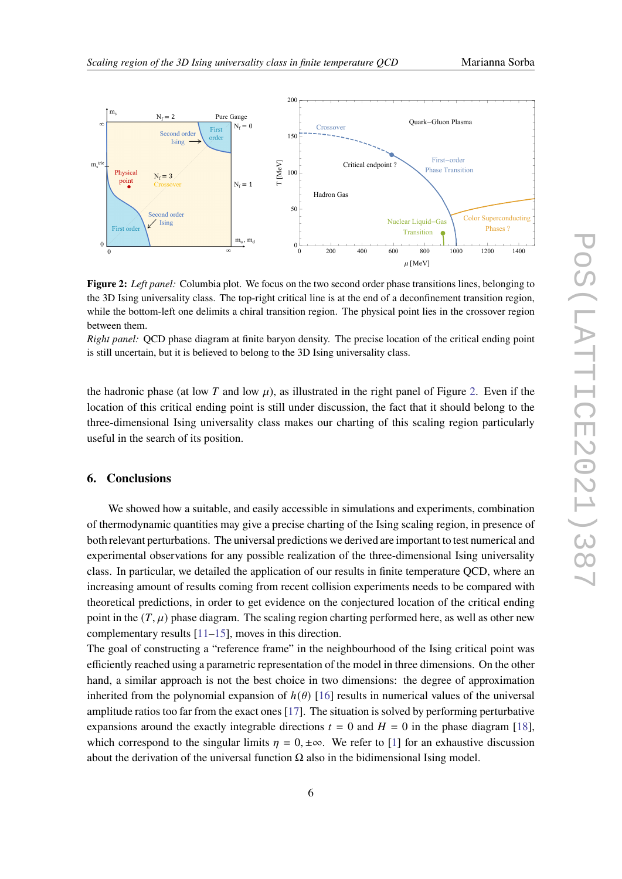**Figure 2:** *Left panel:* Columbia plot. We focus on the two second order phase transitions lines, belonging to the 3D Ising universality class. The top-right critical line is at the end of a deconfinement transition region, while the bottom-left one delimits a chiral transition region. The physical point lies in the crossover region between them.
*Right panel:* QCD phase diagram at finite baryon density. The precise location of the critical ending point is still uncertain, but it is believed to belong to the 3D Ising universality class.

the hadronic phase (at low $T$ and low $\mu$), as illustrated in the right panel of Figure 2. Even if the location of this critical ending point is still under discussion, the fact that it should belong to the three-dimensional Ising universality class makes our charting of this scaling region particularly useful in the search of its position.

## 6. Conclusions

We showed how a suitable, and easily accessible in simulations and experiments, combination of thermodynamic quantities may give a precise charting of the Ising scaling region, in presence of both relevant perturbations. The universal predictions we derived are important to test numerical and experimental observations for any possible realization of the three-dimensional Ising universality class. In particular, we detailed the application of our results in finite temperature QCD, where an increasing amount of results coming from recent collision experiments needs to be compared with theoretical predictions, in order to get evidence on the conjectured location of the critical ending point in the $(T, \mu)$ phase diagram. The scaling region charting performed here, as well as other new complementary results [11–15], moves in this direction.
The goal of constructing a "reference frame" in the neighbourhood of the Ising critical point was efficiently reached using a parametric representation of the model in three dimensions. On the other hand, a similar approach is not the best choice in two dimensions: the degree of approximation inherited from the polynomial expansion of $h(\theta)$ [16] results in numerical values of the universal amplitude ratios too far from the exact ones [17]. The situation is solved by performing perturbative expansions around the exactly integrable directions $t = 0$ and $H = 0$ in the phase diagram [18], which correspond to the singular limits $\eta = 0, \pm\infty$. We refer to [1] for an exhaustive discussion about the derivation of the universal function $\Omega$ also in the bidimensional Ising model.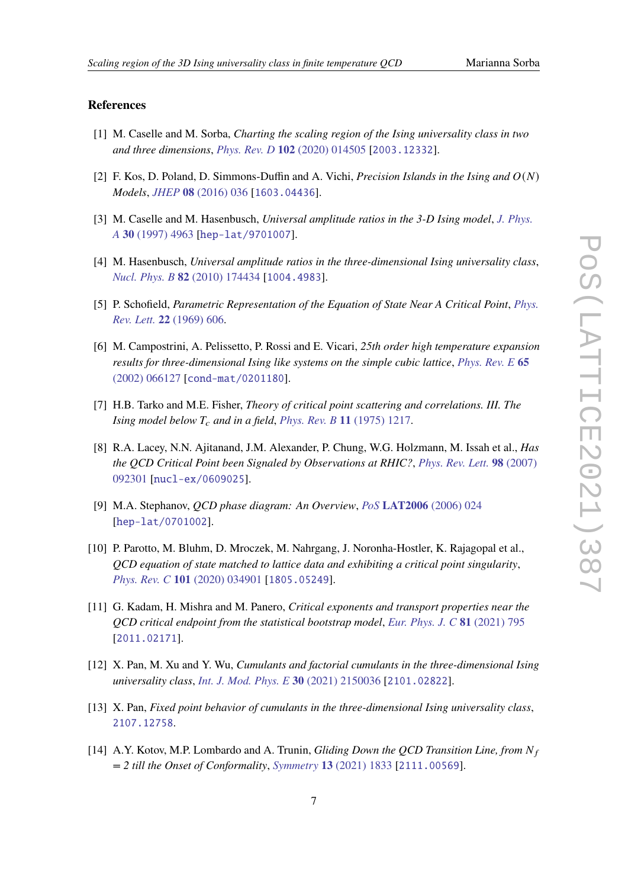## References

[1] M. Caselle and M. Sorba, *Charting the scaling region of the Ising universality class in two and three dimensions*, *Phys. Rev. D* **102** (2020) 014505 [2003.12332].

[2] F. Kos, D. Poland, D. Simmons-Duffin and A. Vichi, *Precision Islands in the Ising and $O(N)$ Models*, *JHEP* **08** (2016) 036 [1603.04436].

[3] M. Caselle and M. Hasenbusch, *Universal amplitude ratios in the 3-D Ising model*, *J. Phys. A* **30** (1997) 4963 [hep-lat/9701007].

[4] M. Hasenbusch, *Universal amplitude ratios in the three-dimensional Ising universality class*, *Nucl. Phys. B* **82** (2010) 174434 [1004.4983].

[5] P. Schofield, *Parametric Representation of the Equation of State Near A Critical Point*, *Phys. Rev. Lett.* **22** (1969) 606.

[6] M. Campostrini, A. Pelissetto, P. Rossi and E. Vicari, *25th order high temperature expansion results for three-dimensional Ising like systems on the simple cubic lattice*, *Phys. Rev. E* **65** (2002) 066127 [cond-mat/0201180].

[7] H.B. Tarko and M.E. Fisher, *Theory of critical point scattering and correlations. III. The Ising model below $T_c$ and in a field*, *Phys. Rev. B* **11** (1975) 1217.

[8] R.A. Lacey, N.N. Ajitanand, J.M. Alexander, P. Chung, W.G. Holzmann, M. Issah et al., *Has the QCD Critical Point been Signaled by Observations at RHIC?*, *Phys. Rev. Lett.* **98** (2007) 092301 [nucl-ex/0609025].

[9] M.A. Stephanov, *QCD phase diagram: An Overview*, *PoS* **LAT2006** (2006) 024 [hep-lat/0701002].

[10] P. Parotto, M. Bluhm, D. Mroczek, M. Nahrgang, J. Noronha-Hostler, K. Rajagopal et al., *QCD equation of state matched to lattice data and exhibiting a critical point singularity*, *Phys. Rev. C* **101** (2020) 034901 [1805.05249].

[11] G. Kadam, H. Mishra and M. Panero, *Critical exponents and transport properties near the QCD critical endpoint from the statistical bootstrap model*, *Eur. Phys. J. C* **81** (2021) 795 [2011.02171].

[12] X. Pan, M. Xu and Y. Wu, *Cumulants and factorial cumulants in the three-dimensional Ising universality class*, *Int. J. Mod. Phys. E* **30** (2021) 2150036 [2101.02822].

[13] X. Pan, *Fixed point behavior of cumulants in the three-dimensional Ising universality class*, 2107.12758.

[14] A.Y. Kotov, M.P. Lombardo and A. Trunin, *Gliding Down the QCD Transition Line, from $N_f$ = 2 till the Onset of Conformality*, *Symmetry* **13** (2021) 1833 [2111.00569].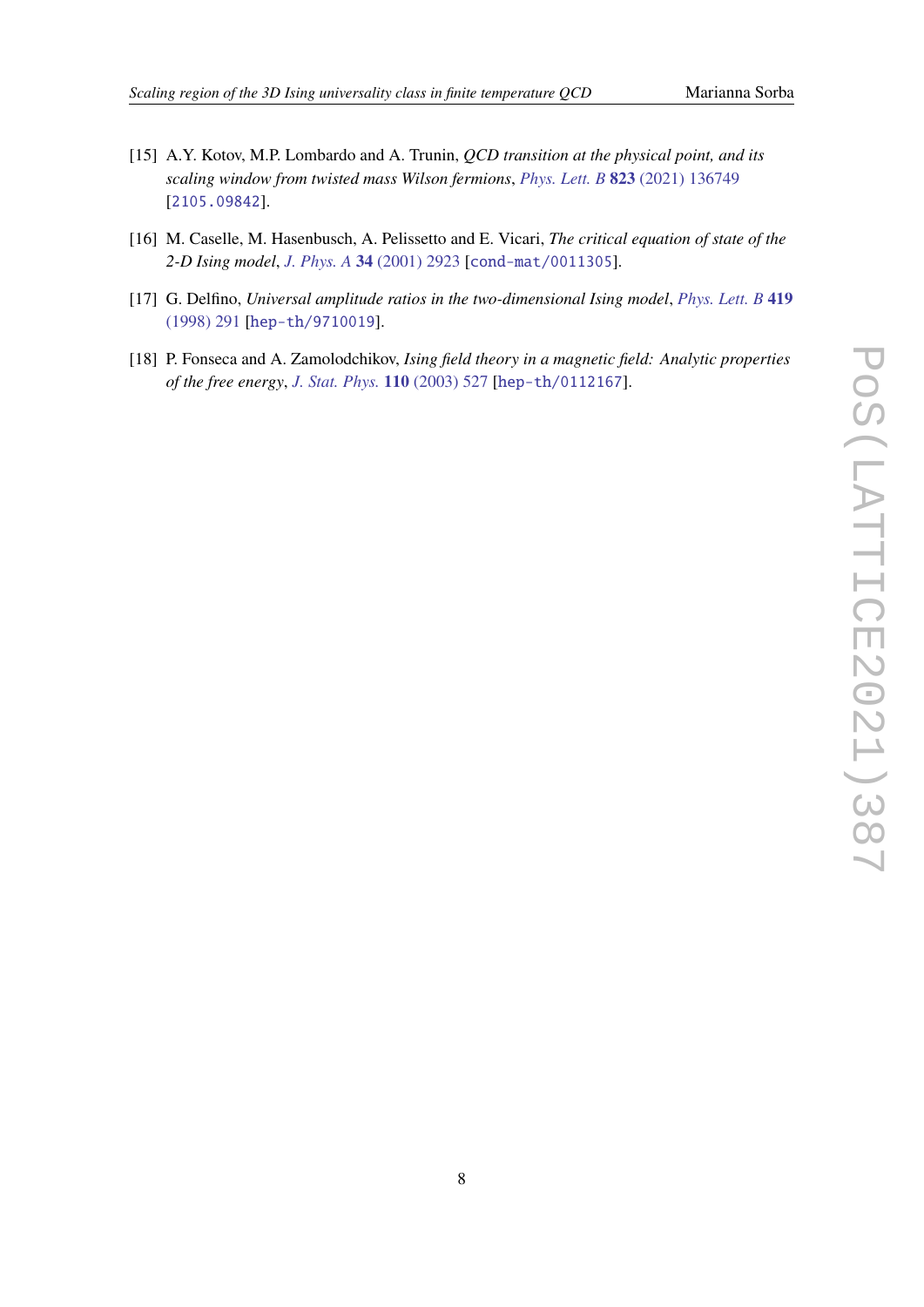[15] A.Y. Kotov, M.P. Lombardo and A. Trunin, *QCD transition at the physical point, and its scaling window from twisted mass Wilson fermions*, *Phys. Lett. B* **823** (2021) 136749 [2105.09842].

[16] M. Caselle, M. Hasenbusch, A. Pelissetto and E. Vicari, *The critical equation of state of the 2-D Ising model*, *J. Phys. A* **34** (2001) 2923 [cond-mat/0011305].

[17] G. Delfino, *Universal amplitude ratios in the two-dimensional Ising model*, *Phys. Lett. B* **419** (1998) 291 [hep-th/9710019].

[18] P. Fonseca and A. Zamolodchikov, *Ising field theory in a magnetic field: Analytic properties of the free energy*, *J. Stat. Phys.* **110** (2003) 527 [hep-th/0112167].